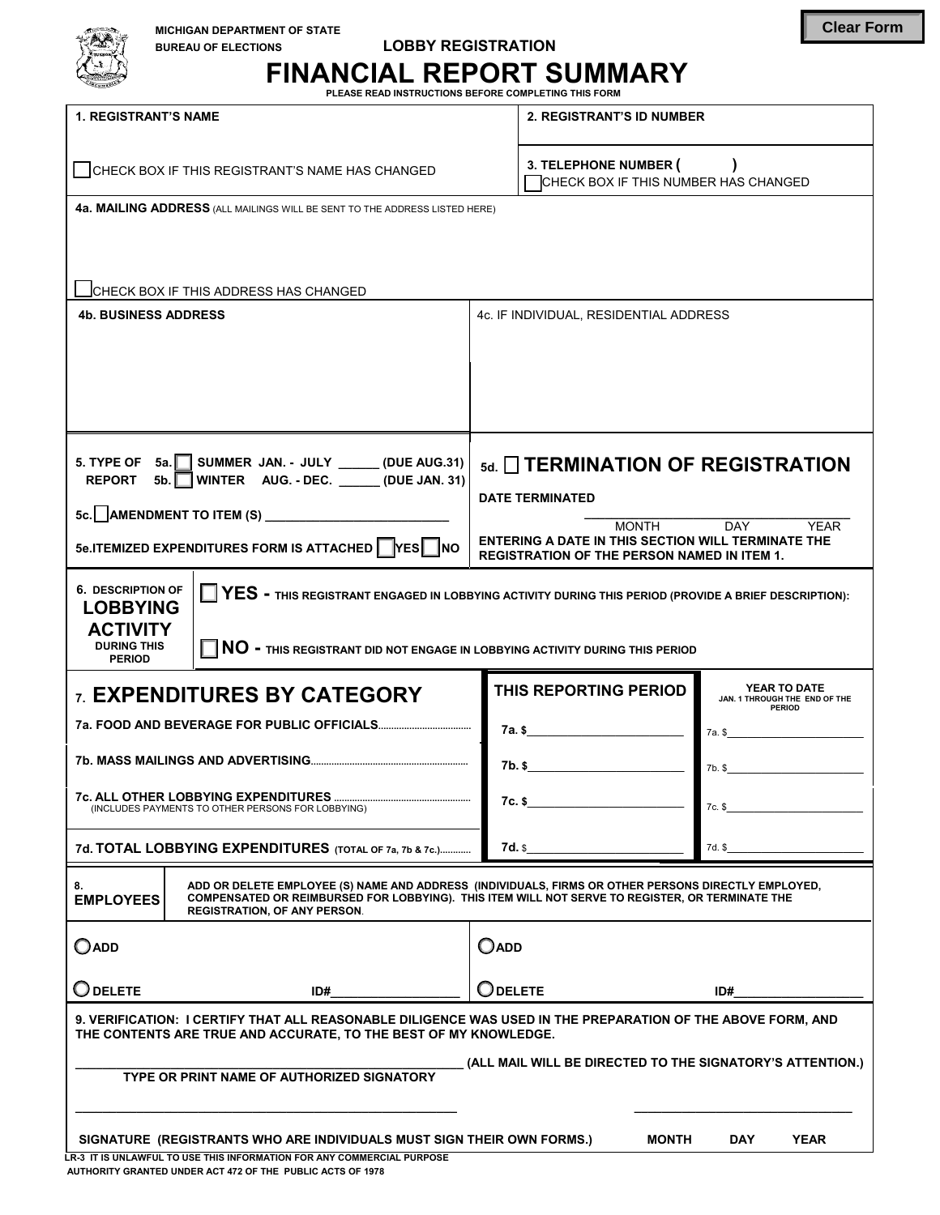MICHIGAN DEPARTMENT OF STATE
BUREAU OF ELECTIONS

Clear Form

**LOBBY REGISTRATION**

# FINANCIAL REPORT SUMMARY

**PLEASE READ INSTRUCTIONS BEFORE COMPLETING THIS FORM**

| **1. REGISTRANT'S NAME** | **2. REGISTRANT'S ID NUMBER** |
|---|---|
| ☐ CHECK BOX IF THIS REGISTRANT'S NAME HAS CHANGED | **3. TELEPHONE NUMBER (       )** ☐ CHECK BOX IF THIS NUMBER HAS CHANGED |

**4a. MAILING ADDRESS** (ALL MAILINGS WILL BE SENT TO THE ADDRESS LISTED HERE)

☐ CHECK BOX IF THIS ADDRESS HAS CHANGED

| **4b. BUSINESS ADDRESS** | 4c. IF INDIVIDUAL, RESIDENTIAL ADDRESS |
|---|---|
| | |

**5. TYPE OF REPORT**
- 5a. ☐ SUMMER JAN. - JULY _____ (DUE AUG.31)
- 5b. ☐ WINTER AUG. - DEC. ______ (DUE JAN. 31)
- 5c. ☐ AMENDMENT TO ITEM (S) ___________________________
- 5e. ITEMIZED EXPENDITURES FORM IS ATTACHED ☐ YES ☐ NO

**5d. ☐ TERMINATION OF REGISTRATION**

**DATE TERMINATED**

_______________________________________
MONTH DAY YEAR

**ENTERING A DATE IN THIS SECTION WILL TERMINATE THE REGISTRATION OF THE PERSON NAMED IN ITEM 1.**

**6. DESCRIPTION OF LOBBYING ACTIVITY DURING THIS PERIOD**

☐ **YES - THIS REGISTRANT ENGAGED IN LOBBYING ACTIVITY DURING THIS PERIOD (PROVIDE A BRIEF DESCRIPTION):**

☐ **NO - THIS REGISTRANT DID NOT ENGAGE IN LOBBYING ACTIVITY DURING THIS PERIOD**

| **7. EXPENDITURES BY CATEGORY** | **THIS REPORTING PERIOD** | **YEAR TO DATE** JAN. 1 THROUGH THE END OF THE PERIOD |
|---|---|---|
| **7a. FOOD AND BEVERAGE FOR PUBLIC OFFICIALS**.................................... | **7a. $**________________________ | 7a. $________________________ |
| **7b. MASS MAILINGS AND ADVERTISING**............................................................ | **7b. $**________________________ | 7b. $________________________ |
| **7c. ALL OTHER LOBBYING EXPENDITURES** ..................................................... (INCLUDES PAYMENTS TO OTHER PERSONS FOR LOBBYING) | **7c. $**________________________ | 7c. $________________________ |
| **7d. TOTAL LOBBYING EXPENDITURES** (TOTAL OF 7a, 7b & 7c.)............ | **7d.** $________________________ | 7d. $________________________ |

**8. EMPLOYEES** — ADD OR DELETE EMPLOYEE (S) NAME AND ADDRESS (INDIVIDUALS, FIRMS OR OTHER PERSONS DIRECTLY EMPLOYED, COMPENSATED OR REIMBURSED FOR LOBBYING). THIS ITEM WILL NOT SERVE TO REGISTER, OR TERMINATE THE REGISTRATION, OF ANY PERSON.

| | |
|---|---|
| ○ ADD | ○ ADD |
| ○ DELETE ID#__________________ | ○ DELETE ID#__________________ |

**9. VERIFICATION: I CERTIFY THAT ALL REASONABLE DILIGENCE WAS USED IN THE PREPARATION OF THE ABOVE FORM, AND THE CONTENTS ARE TRUE AND ACCURATE, TO THE BEST OF MY KNOWLEDGE.**

_______________________________________________________ **(ALL MAIL WILL BE DIRECTED TO THE SIGNATORY'S ATTENTION.)**
**TYPE OR PRINT NAME OF AUTHORIZED SIGNATORY**

_______________________________________________________ _______________________________
**SIGNATURE (REGISTRANTS WHO ARE INDIVIDUALS MUST SIGN THEIR OWN FORMS.)** **MONTH DAY YEAR**

LR-3 IT IS UNLAWFUL TO USE THIS INFORMATION FOR ANY COMMERCIAL PURPOSE
AUTHORITY GRANTED UNDER ACT 472 OF THE PUBLIC ACTS OF 1978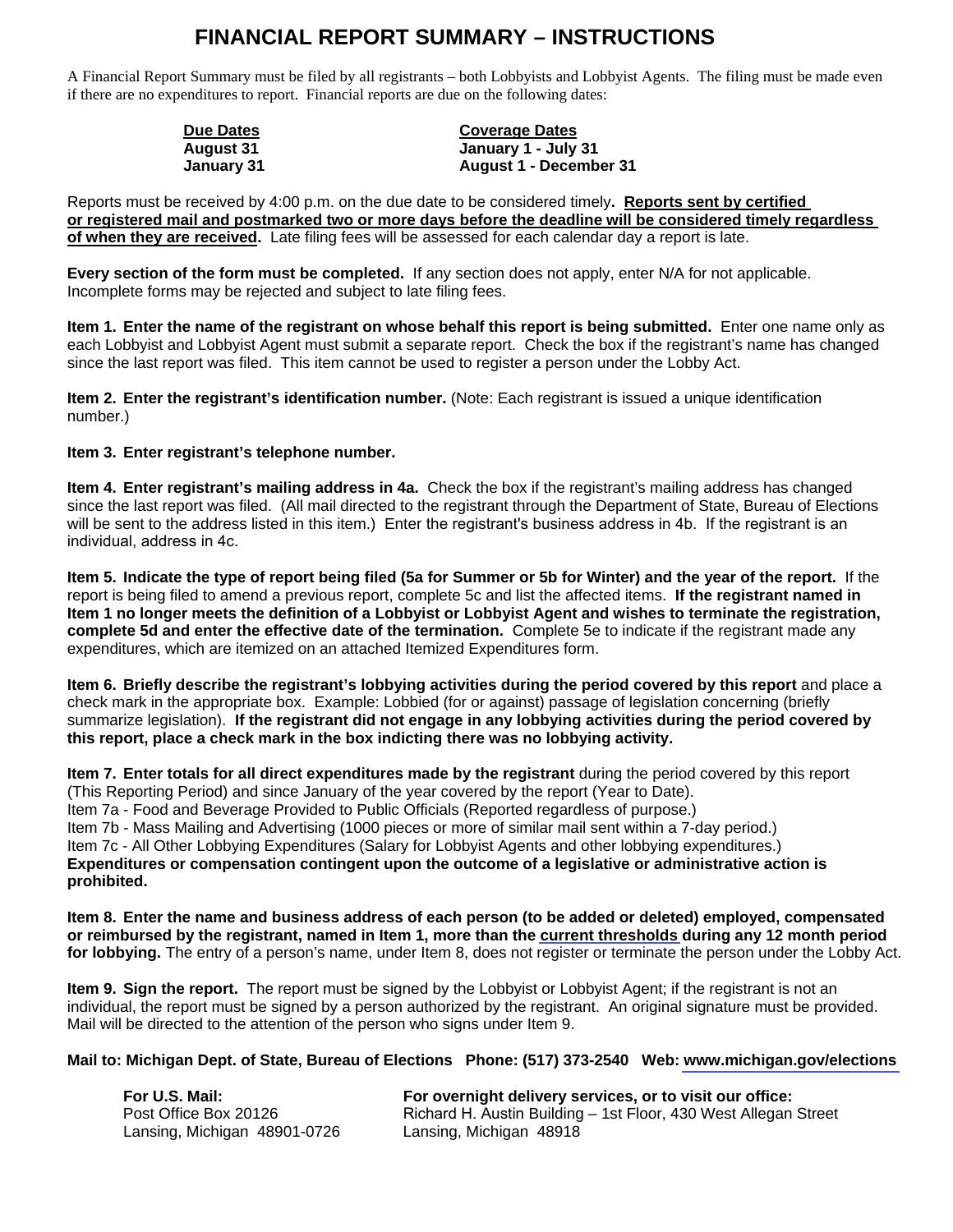# FINANCIAL REPORT SUMMARY – INSTRUCTIONS

A Financial Report Summary must be filed by all registrants – both Lobbyists and Lobbyist Agents. The filing must be made even if there are no expenditures to report. Financial reports are due on the following dates:

| Due Dates | Coverage Dates |
|---|---|
| August 31 | January 1 - July 31 |
| January 31 | August 1 - December 31 |

Reports must be received by 4:00 p.m. on the due date to be considered timely. **Reports sent by certified or registered mail and postmarked two or more days before the deadline will be considered timely regardless of when they are received.** Late filing fees will be assessed for each calendar day a report is late.

**Every section of the form must be completed.** If any section does not apply, enter N/A for not applicable. Incomplete forms may be rejected and subject to late filing fees.

**Item 1. Enter the name of the registrant on whose behalf this report is being submitted.** Enter one name only as each Lobbyist and Lobbyist Agent must submit a separate report. Check the box if the registrant's name has changed since the last report was filed. This item cannot be used to register a person under the Lobby Act.

**Item 2. Enter the registrant's identification number.** (Note: Each registrant is issued a unique identification number.)

**Item 3. Enter registrant's telephone number.**

**Item 4. Enter registrant's mailing address in 4a.** Check the box if the registrant's mailing address has changed since the last report was filed. (All mail directed to the registrant through the Department of State, Bureau of Elections will be sent to the address listed in this item.) Enter the registrant's business address in 4b. If the registrant is an individual, address in 4c.

**Item 5. Indicate the type of report being filed (5a for Summer or 5b for Winter) and the year of the report.** If the report is being filed to amend a previous report, complete 5c and list the affected items. **If the registrant named in Item 1 no longer meets the definition of a Lobbyist or Lobbyist Agent and wishes to terminate the registration, complete 5d and enter the effective date of the termination.** Complete 5e to indicate if the registrant made any expenditures, which are itemized on an attached Itemized Expenditures form.

**Item 6. Briefly describe the registrant's lobbying activities during the period covered by this report** and place a check mark in the appropriate box. Example: Lobbied (for or against) passage of legislation concerning (briefly summarize legislation). **If the registrant did not engage in any lobbying activities during the period covered by this report, place a check mark in the box indicting there was no lobbying activity.**

**Item 7. Enter totals for all direct expenditures made by the registrant** during the period covered by this report (This Reporting Period) and since January of the year covered by the report (Year to Date).
Item 7a - Food and Beverage Provided to Public Officials (Reported regardless of purpose.)
Item 7b - Mass Mailing and Advertising (1000 pieces or more of similar mail sent within a 7-day period.)
Item 7c - All Other Lobbying Expenditures (Salary for Lobbyist Agents and other lobbying expenditures.)
**Expenditures or compensation contingent upon the outcome of a legislative or administrative action is prohibited.**

**Item 8. Enter the name and business address of each person (to be added or deleted) employed, compensated or reimbursed by the registrant, named in Item 1, more than the current thresholds during any 12 month period for lobbying.** The entry of a person's name, under Item 8, does not register or terminate the person under the Lobby Act.

**Item 9. Sign the report.** The report must be signed by the Lobbyist or Lobbyist Agent; if the registrant is not an individual, the report must be signed by a person authorized by the registrant. An original signature must be provided. Mail will be directed to the attention of the person who signs under Item 9.

**Mail to: Michigan Dept. of State, Bureau of Elections Phone: (517) 373-2540 Web: www.michigan.gov/elections**

**For U.S. Mail:**
Post Office Box 20126
Lansing, Michigan 48901-0726

**For overnight delivery services, or to visit our office:**
Richard H. Austin Building – 1st Floor, 430 West Allegan Street
Lansing, Michigan 48918